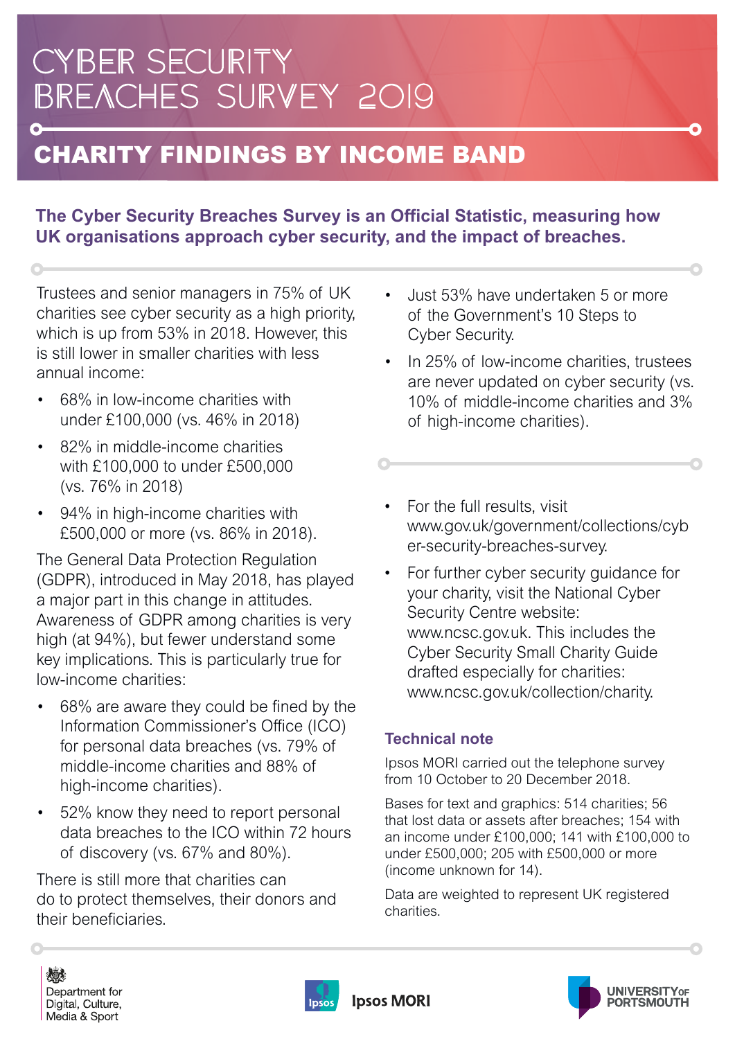# CYBER SECURITY BREACHES SURVEY 2019

## CHARITY FINDINGS BY INCOME BAND

**The Cyber Security Breaches Survey is an Official Statistic, measuring how UK organisations approach cyber security, and the impact of breaches.**

Trustees and senior managers in 75% of UK charities see cyber security as a high priority, which is up from 53% in 2018. However, this is still lower in smaller charities with less annual income:

- 68% in low-income charities with under £100,000 (vs. 46% in 2018)
- 82% in middle-income charities with £100,000 to under £500,000 (vs. 76% in 2018)
- 94% in high-income charities with £500,000 or more (vs. 86% in 2018).

The General Data Protection Regulation (GDPR), introduced in May 2018, has played a major part in this change in attitudes. Awareness of GDPR among charities is very high (at 94%), but fewer understand some key implications. This is particularly true for low-income charities:

- 68% are aware they could be fined by the Information Commissioner's Office (ICO) for personal data breaches (vs. 79% of middle-income charities and 88% of high-income charities).
- 52% know they need to report personal data breaches to the ICO within 72 hours of discovery (vs. 67% and 80%).

There is still more that charities can do to protect themselves, their donors and their beneficiaries.

- Just 53% have undertaken 5 or more of the Government's 10 Steps to Cyber Security.
- In 25% of low-income charities, trustees are never updated on cyber security (vs. 10% of middle-income charities and 3% of high-income charities).

- For the full results, visit www.gov.uk/government/collections/cyber-security-breaches-survey.
- For further cyber security guidance for your charity, visit the National Cyber Security Centre website: www.ncsc.gov.uk. This includes the Cyber Security Small Charity Guide drafted especially for charities: www.ncsc.gov.uk/collection/charity.

### Technical note

Ipsos MORI carried out the telephone survey from 10 October to 20 December 2018.

Bases for text and graphics: 514 charities; 56 that lost data or assets after breaches; 154 with an income under £100,000; 141 with £100,000 to under £500,000; 205 with £500,000 or more (income unknown for 14).

Data are weighted to represent UK registered charities.

Department for Digital, Culture, Media & Sport

Ipsos MORI

University of Portsmouth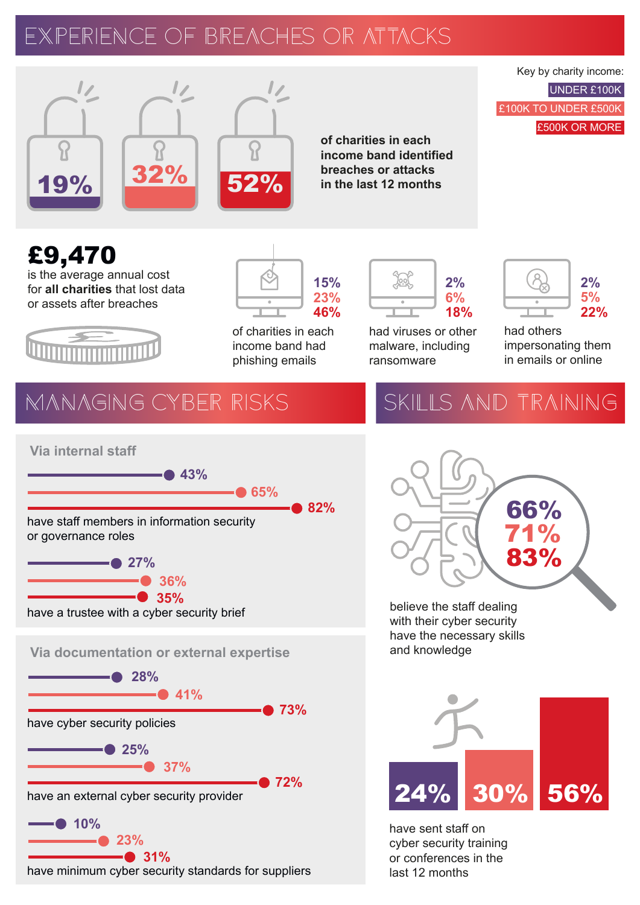# EXPERIENCE OF BREACHES OR ATTACKS

Key by charity income:
UNDER £100K
£100K TO UNDER £500K
£500K OR MORE

19%
32%
52%

**of charities in each income band identified breaches or attacks in the last 12 months**

**£9,470**
is the average annual cost for **all charities** that lost data or assets after breaches

15%
23%
46%
of charities in each income band had phishing emails

2%
6%
18%
had viruses or other malware, including ransomware

2%
5%
22%
had others impersonating them in emails or online

## MANAGING CYBER RISKS

### Via internal staff

43%
65%
82%
have staff members in information security or governance roles

27%
36%
35%
have a trustee with a cyber security brief

### Via documentation or external expertise

28%
41%
73%
have cyber security policies

25%
37%
72%
have an external cyber security provider

10%
23%
31%
have minimum cyber security standards for suppliers

## SKILLS AND TRAINING

66%
71%
83%
believe the staff dealing with their cyber security have the necessary skills and knowledge

24%
30%
56%
have sent staff on cyber security training or conferences in the last 12 months